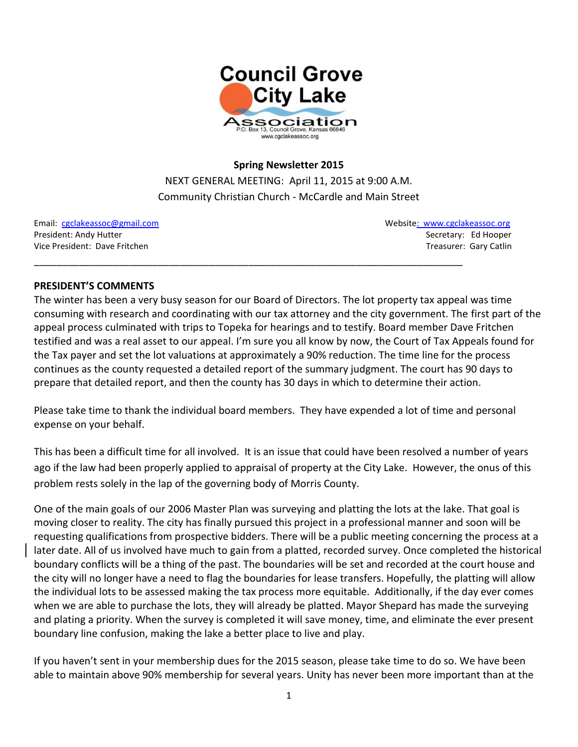# Council Grove City Lake Association

P.O. Box 13, Council Grove, Kansas 66846
www.cgclakeassoc.org

**Spring Newsletter 2015**

NEXT GENERAL MEETING: April 11, 2015 at 9:00 A.M.
Community Christian Church - McCardle and Main Street

Email: cgclakeassoc@gmail.com
Website: www.cgclakeassoc.org
President: Andy Hutter
Secretary: Ed Hooper
Vice President: Dave Fritchen
Treasurer: Gary Catlin

---

## PRESIDENT'S COMMENTS

The winter has been a very busy season for our Board of Directors. The lot property tax appeal was time consuming with research and coordinating with our tax attorney and the city government. The first part of the appeal process culminated with trips to Topeka for hearings and to testify. Board member Dave Fritchen testified and was a real asset to our appeal. I'm sure you all know by now, the Court of Tax Appeals found for the Tax payer and set the lot valuations at approximately a 90% reduction. The time line for the process continues as the county requested a detailed report of the summary judgment. The court has 90 days to prepare that detailed report, and then the county has 30 days in which to determine their action.

Please take time to thank the individual board members. They have expended a lot of time and personal expense on your behalf.

This has been a difficult time for all involved. It is an issue that could have been resolved a number of years ago if the law had been properly applied to appraisal of property at the City Lake. However, the onus of this problem rests solely in the lap of the governing body of Morris County.

One of the main goals of our 2006 Master Plan was surveying and platting the lots at the lake. That goal is moving closer to reality. The city has finally pursued this project in a professional manner and soon will be requesting qualifications from prospective bidders. There will be a public meeting concerning the process at a later date. All of us involved have much to gain from a platted, recorded survey. Once completed the historical boundary conflicts will be a thing of the past. The boundaries will be set and recorded at the court house and the city will no longer have a need to flag the boundaries for lease transfers. Hopefully, the platting will allow the individual lots to be assessed making the tax process more equitable. Additionally, if the day ever comes when we are able to purchase the lots, they will already be platted. Mayor Shepard has made the surveying and plating a priority. When the survey is completed it will save money, time, and eliminate the ever present boundary line confusion, making the lake a better place to live and play.

If you haven't sent in your membership dues for the 2015 season, please take time to do so. We have been able to maintain above 90% membership for several years. Unity has never been more important than at the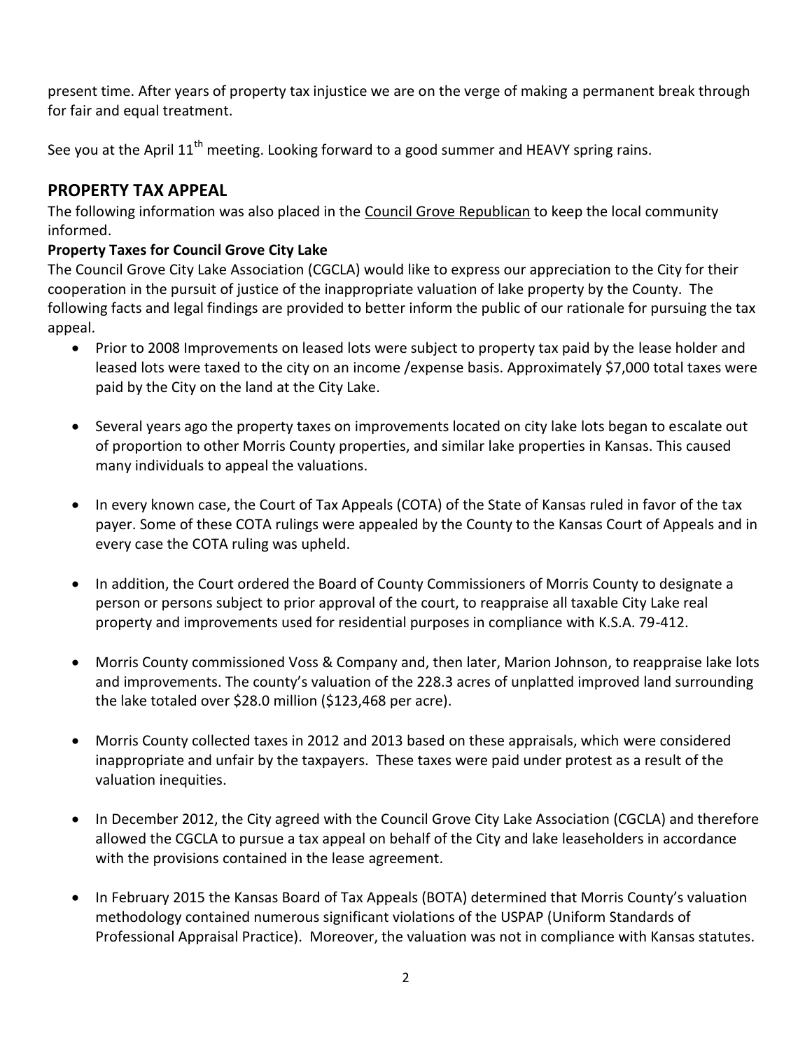present time. After years of property tax injustice we are on the verge of making a permanent break through for fair and equal treatment.

See you at the April 11th meeting. Looking forward to a good summer and HEAVY spring rains.

## PROPERTY TAX APPEAL

The following information was also placed in the Council Grove Republican to keep the local community informed.

**Property Taxes for Council Grove City Lake**

The Council Grove City Lake Association (CGCLA) would like to express our appreciation to the City for their cooperation in the pursuit of justice of the inappropriate valuation of lake property by the County. The following facts and legal findings are provided to better inform the public of our rationale for pursuing the tax appeal.

- Prior to 2008 Improvements on leased lots were subject to property tax paid by the lease holder and leased lots were taxed to the city on an income /expense basis. Approximately $7,000 total taxes were paid by the City on the land at the City Lake.

- Several years ago the property taxes on improvements located on city lake lots began to escalate out of proportion to other Morris County properties, and similar lake properties in Kansas. This caused many individuals to appeal the valuations.

- In every known case, the Court of Tax Appeals (COTA) of the State of Kansas ruled in favor of the tax payer. Some of these COTA rulings were appealed by the County to the Kansas Court of Appeals and in every case the COTA ruling was upheld.

- In addition, the Court ordered the Board of County Commissioners of Morris County to designate a person or persons subject to prior approval of the court, to reappraise all taxable City Lake real property and improvements used for residential purposes in compliance with K.S.A. 79-412.

- Morris County commissioned Voss & Company and, then later, Marion Johnson, to reappraise lake lots and improvements. The county's valuation of the 228.3 acres of unplatted improved land surrounding the lake totaled over $28.0 million ($123,468 per acre).

- Morris County collected taxes in 2012 and 2013 based on these appraisals, which were considered inappropriate and unfair by the taxpayers. These taxes were paid under protest as a result of the valuation inequities.

- In December 2012, the City agreed with the Council Grove City Lake Association (CGCLA) and therefore allowed the CGCLA to pursue a tax appeal on behalf of the City and lake leaseholders in accordance with the provisions contained in the lease agreement.

- In February 2015 the Kansas Board of Tax Appeals (BOTA) determined that Morris County's valuation methodology contained numerous significant violations of the USPAP (Uniform Standards of Professional Appraisal Practice). Moreover, the valuation was not in compliance with Kansas statutes.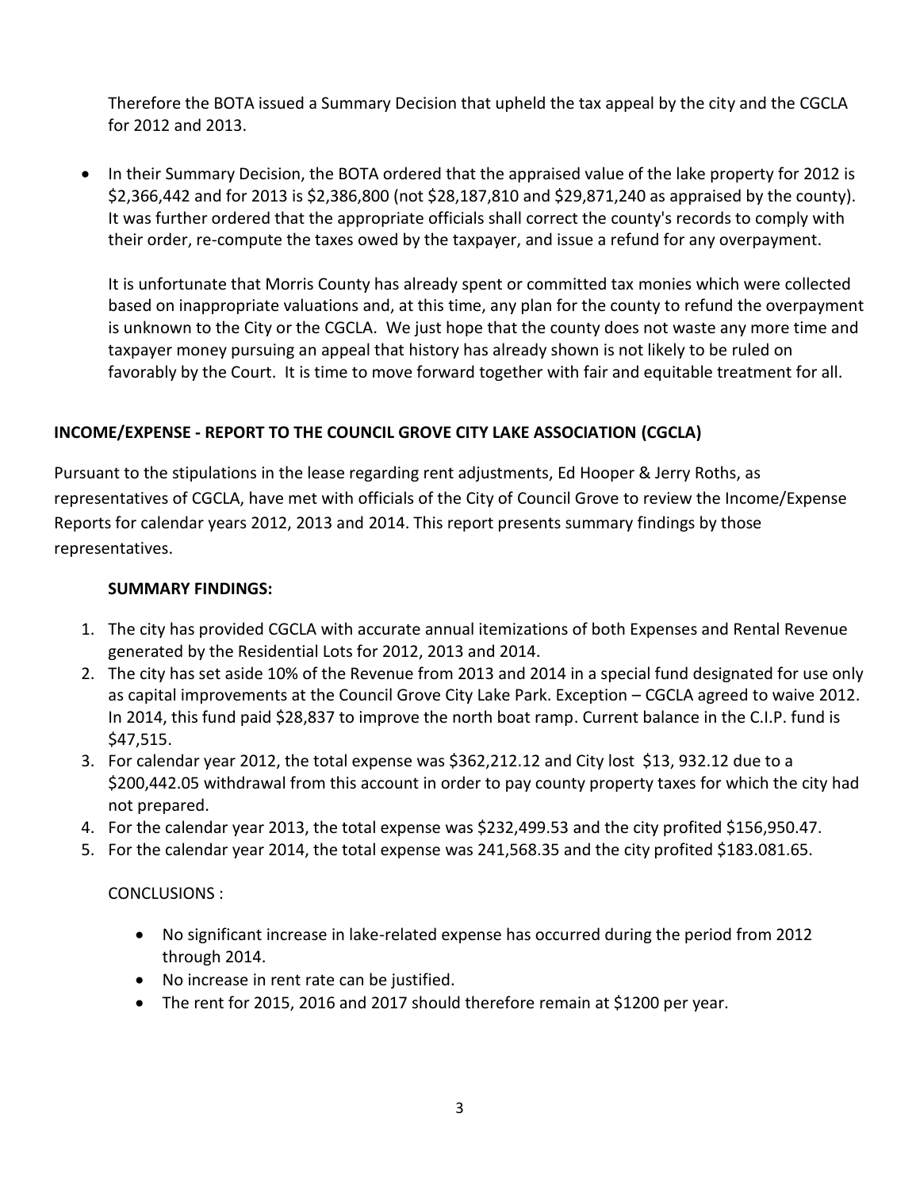Therefore the BOTA issued a Summary Decision that upheld the tax appeal by the city and the CGCLA for 2012 and 2013.

- In their Summary Decision, the BOTA ordered that the appraised value of the lake property for 2012 is $2,366,442 and for 2013 is $2,386,800 (not $28,187,810 and $29,871,240 as appraised by the county). It was further ordered that the appropriate officials shall correct the county's records to comply with their order, re-compute the taxes owed by the taxpayer, and issue a refund for any overpayment.

  It is unfortunate that Morris County has already spent or committed tax monies which were collected based on inappropriate valuations and, at this time, any plan for the county to refund the overpayment is unknown to the City or the CGCLA. We just hope that the county does not waste any more time and taxpayer money pursuing an appeal that history has already shown is not likely to be ruled on favorably by the Court. It is time to move forward together with fair and equitable treatment for all.

**INCOME/EXPENSE - REPORT TO THE COUNCIL GROVE CITY LAKE ASSOCIATION (CGCLA)**

Pursuant to the stipulations in the lease regarding rent adjustments, Ed Hooper & Jerry Roths, as representatives of CGCLA, have met with officials of the City of Council Grove to review the Income/Expense Reports for calendar years 2012, 2013 and 2014. This report presents summary findings by those representatives.

**SUMMARY FINDINGS:**

1. The city has provided CGCLA with accurate annual itemizations of both Expenses and Rental Revenue generated by the Residential Lots for 2012, 2013 and 2014.
2. The city has set aside 10% of the Revenue from 2013 and 2014 in a special fund designated for use only as capital improvements at the Council Grove City Lake Park. Exception – CGCLA agreed to waive 2012. In 2014, this fund paid $28,837 to improve the north boat ramp. Current balance in the C.I.P. fund is $47,515.
3. For calendar year 2012, the total expense was $362,212.12 and City lost $13, 932.12 due to a $200,442.05 withdrawal from this account in order to pay county property taxes for which the city had not prepared.
4. For the calendar year 2013, the total expense was $232,499.53 and the city profited $156,950.47.
5. For the calendar year 2014, the total expense was 241,568.35 and the city profited $183.081.65.

CONCLUSIONS :

- No significant increase in lake-related expense has occurred during the period from 2012 through 2014.
- No increase in rent rate can be justified.
- The rent for 2015, 2016 and 2017 should therefore remain at $1200 per year.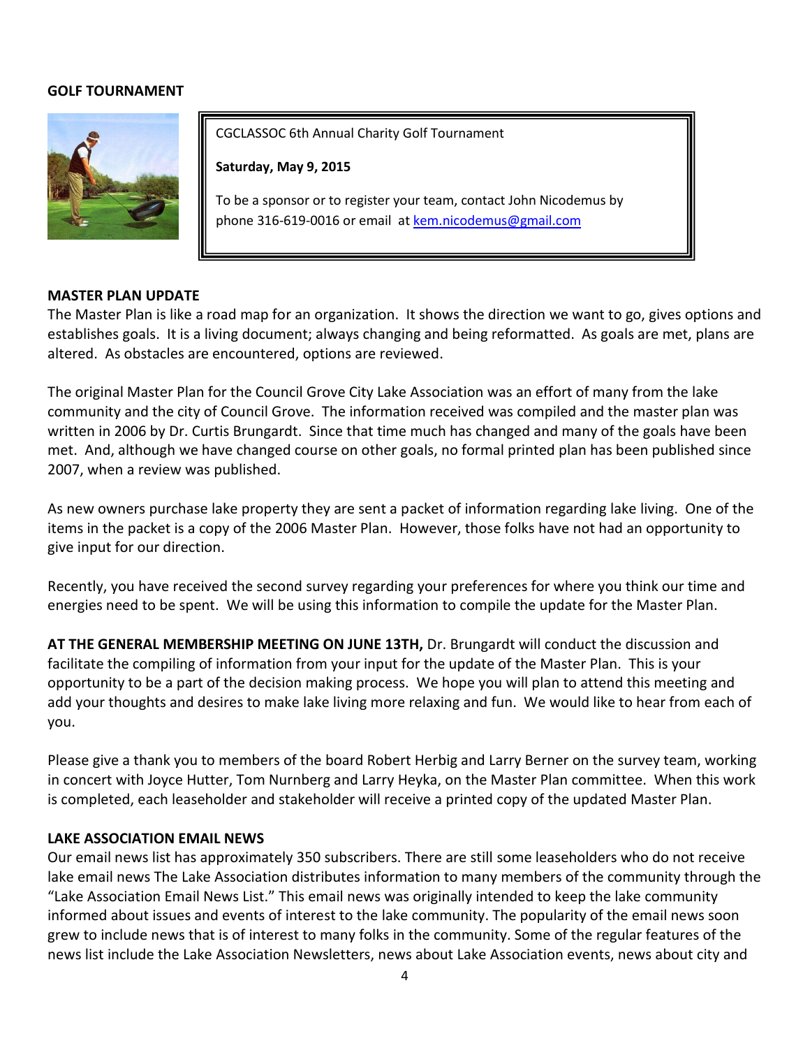**GOLF TOURNAMENT**

CGCLASSOC 6th Annual Charity Golf Tournament

**Saturday, May 9, 2015**

To be a sponsor or to register your team, contact John Nicodemus by phone 316-619-0016 or email at kem.nicodemus@gmail.com

**MASTER PLAN UPDATE**

The Master Plan is like a road map for an organization. It shows the direction we want to go, gives options and establishes goals. It is a living document; always changing and being reformatted. As goals are met, plans are altered. As obstacles are encountered, options are reviewed.

The original Master Plan for the Council Grove City Lake Association was an effort of many from the lake community and the city of Council Grove. The information received was compiled and the master plan was written in 2006 by Dr. Curtis Brungardt. Since that time much has changed and many of the goals have been met. And, although we have changed course on other goals, no formal printed plan has been published since 2007, when a review was published.

As new owners purchase lake property they are sent a packet of information regarding lake living. One of the items in the packet is a copy of the 2006 Master Plan. However, those folks have not had an opportunity to give input for our direction.

Recently, you have received the second survey regarding your preferences for where you think our time and energies need to be spent. We will be using this information to compile the update for the Master Plan.

**AT THE GENERAL MEMBERSHIP MEETING ON JUNE 13TH,** Dr. Brungardt will conduct the discussion and facilitate the compiling of information from your input for the update of the Master Plan. This is your opportunity to be a part of the decision making process. We hope you will plan to attend this meeting and add your thoughts and desires to make lake living more relaxing and fun. We would like to hear from each of you.

Please give a thank you to members of the board Robert Herbig and Larry Berner on the survey team, working in concert with Joyce Hutter, Tom Nurnberg and Larry Heyka, on the Master Plan committee. When this work is completed, each leaseholder and stakeholder will receive a printed copy of the updated Master Plan.

**LAKE ASSOCIATION EMAIL NEWS**

Our email news list has approximately 350 subscribers. There are still some leaseholders who do not receive lake email news The Lake Association distributes information to many members of the community through the "Lake Association Email News List." This email news was originally intended to keep the lake community informed about issues and events of interest to the lake community. The popularity of the email news soon grew to include news that is of interest to many folks in the community. Some of the regular features of the news list include the Lake Association Newsletters, news about Lake Association events, news about city and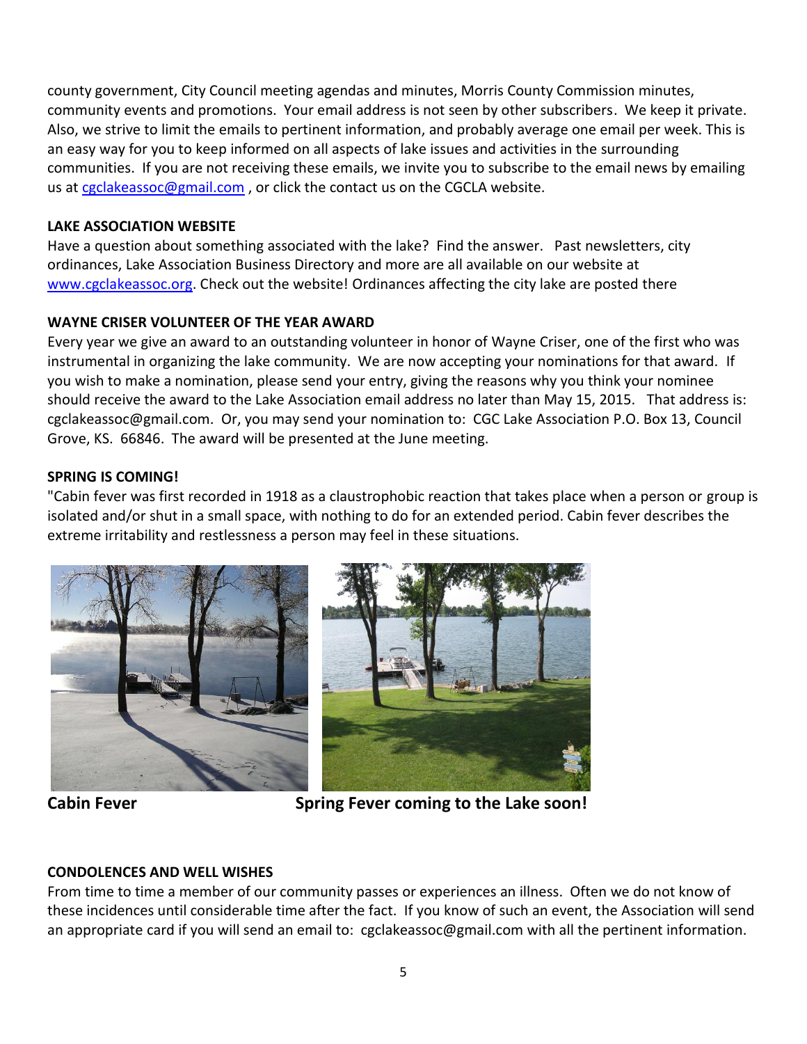county government, City Council meeting agendas and minutes, Morris County Commission minutes, community events and promotions. Your email address is not seen by other subscribers. We keep it private. Also, we strive to limit the emails to pertinent information, and probably average one email per week. This is an easy way for you to keep informed on all aspects of lake issues and activities in the surrounding communities. If you are not receiving these emails, we invite you to subscribe to the email news by emailing us at cgclakeassoc@gmail.com , or click the contact us on the CGCLA website.

**LAKE ASSOCIATION WEBSITE**

Have a question about something associated with the lake? Find the answer. Past newsletters, city ordinances, Lake Association Business Directory and more are all available on our website at www.cgclakeassoc.org. Check out the website! Ordinances affecting the city lake are posted there

**WAYNE CRISER VOLUNTEER OF THE YEAR AWARD**

Every year we give an award to an outstanding volunteer in honor of Wayne Criser, one of the first who was instrumental in organizing the lake community. We are now accepting your nominations for that award. If you wish to make a nomination, please send your entry, giving the reasons why you think your nominee should receive the award to the Lake Association email address no later than May 15, 2015. That address is: cgclakeassoc@gmail.com. Or, you may send your nomination to: CGC Lake Association P.O. Box 13, Council Grove, KS. 66846. The award will be presented at the June meeting.

**SPRING IS COMING!**

"Cabin fever was first recorded in 1918 as a claustrophobic reaction that takes place when a person or group is isolated and/or shut in a small space, with nothing to do for an extended period. Cabin fever describes the extreme irritability and restlessness a person may feel in these situations.

**Cabin Fever** **Spring Fever coming to the Lake soon!**

**CONDOLENCES AND WELL WISHES**

From time to time a member of our community passes or experiences an illness. Often we do not know of these incidences until considerable time after the fact. If you know of such an event, the Association will send an appropriate card if you will send an email to: cgclakeassoc@gmail.com with all the pertinent information.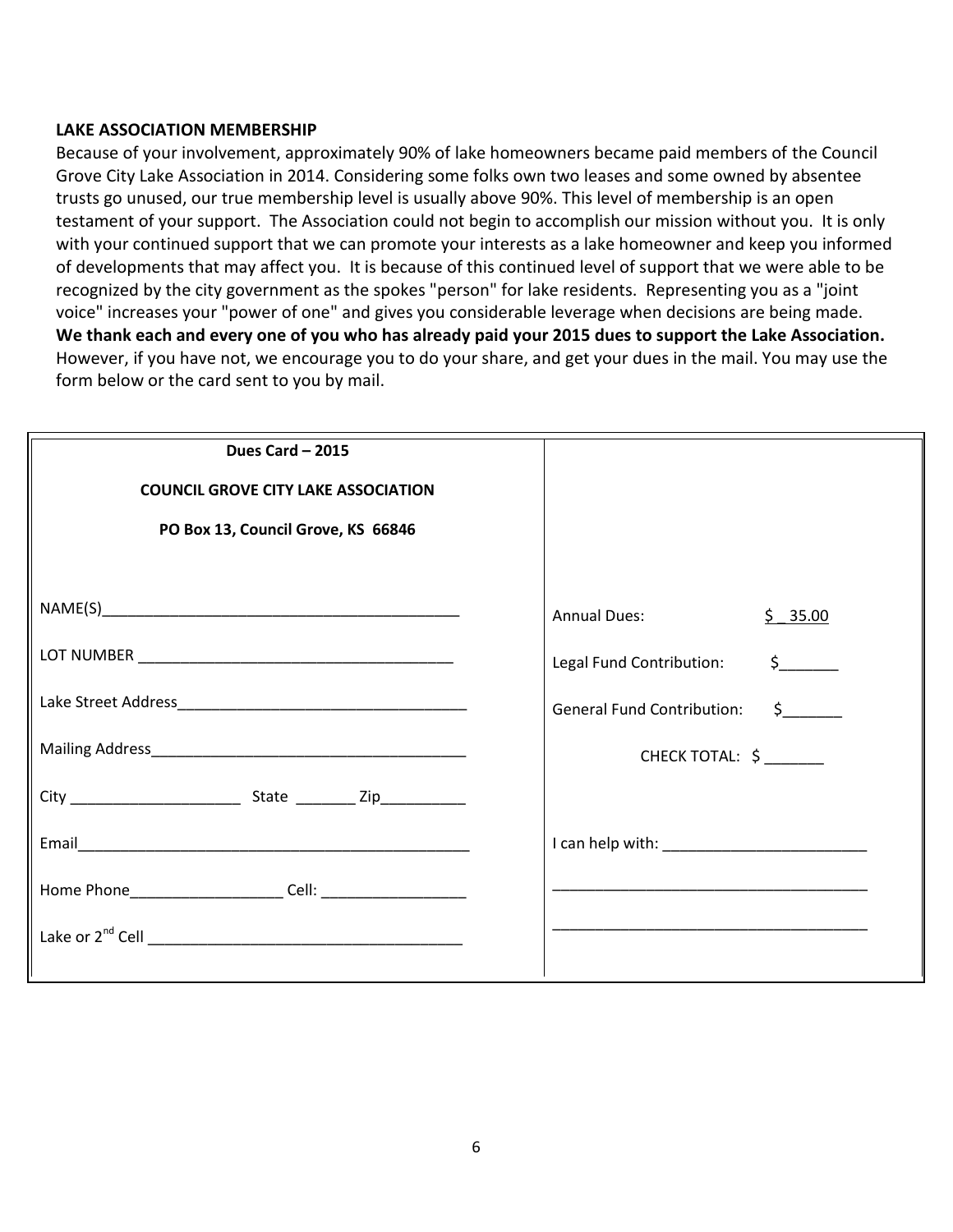## LAKE ASSOCIATION MEMBERSHIP

Because of your involvement, approximately 90% of lake homeowners became paid members of the Council Grove City Lake Association in 2014. Considering some folks own two leases and some owned by absentee trusts go unused, our true membership level is usually above 90%. This level of membership is an open testament of your support. The Association could not begin to accomplish our mission without you. It is only with your continued support that we can promote your interests as a lake homeowner and keep you informed of developments that may affect you. It is because of this continued level of support that we were able to be recognized by the city government as the spokes "person" for lake residents. Representing you as a "joint voice" increases your "power of one" and gives you considerable leverage when decisions are being made. **We thank each and every one of you who has already paid your 2015 dues to support the Lake Association.** However, if you have not, we encourage you to do your share, and get your dues in the mail. You may use the form below or the card sent to you by mail.

| | |
|---|---|
| **Dues Card – 2015**<br>**COUNCIL GROVE CITY LAKE ASSOCIATION**<br>**PO Box 13, Council Grove, KS 66846** | |
| NAME(S)____________________________________________ | Annual Dues: $ 35.00 |
| LOT NUMBER _______________________________________ | Legal Fund Contribution: $_______ |
| Lake Street Address__________________________________ | General Fund Contribution: $_______ |
| Mailing Address______________________________________ | CHECK TOTAL: $ _______ |
| City ____________________ State _______ Zip__________ | |
| Email_______________________________________________ | I can help with: ________________________ |
| Home Phone__________________ Cell: _________________ | _____________________________________ |
| Lake or 2nd Cell _____________________________________ | _____________________________________ |